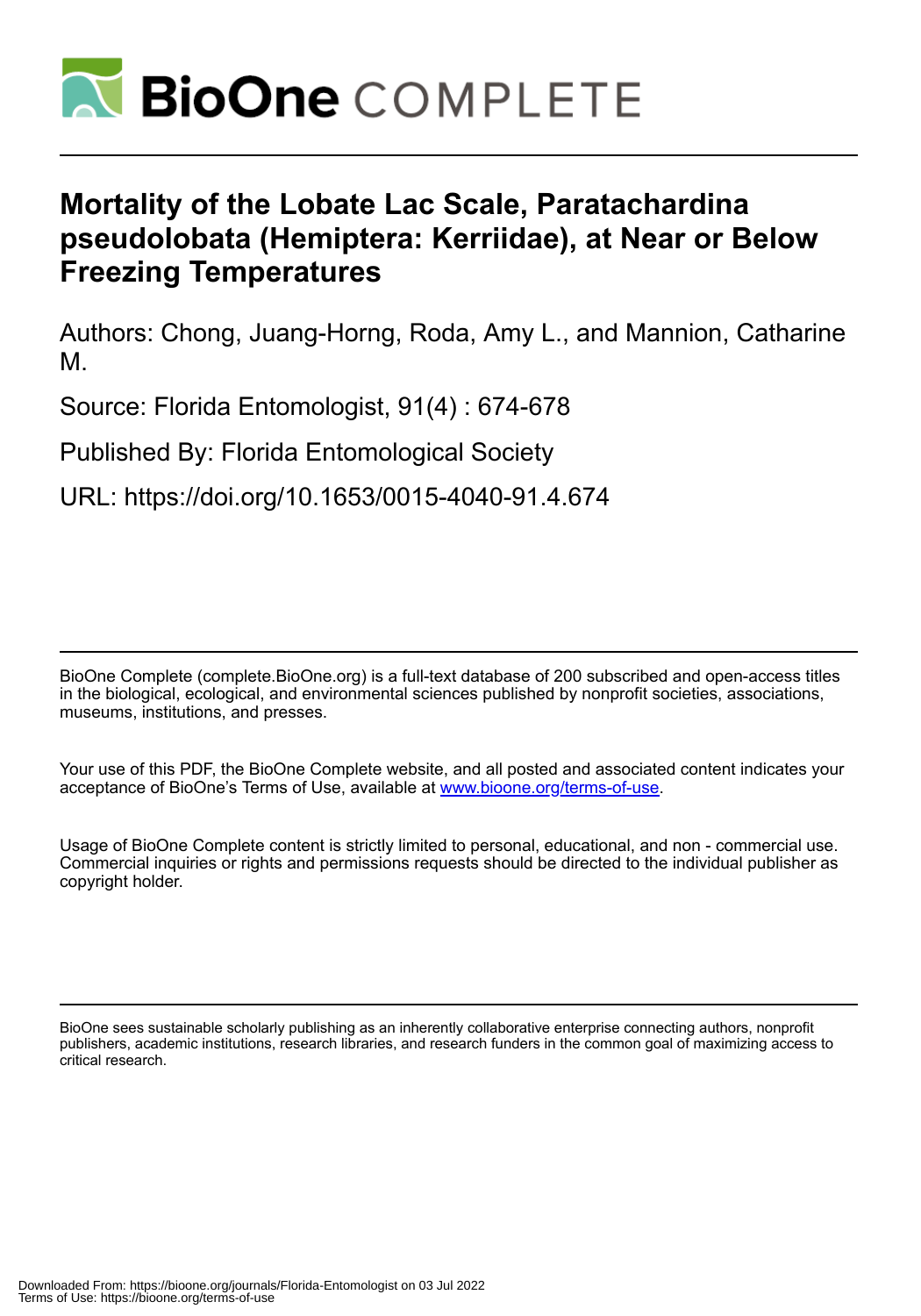# Mortality of the Lobate Lac Scale, Paratachardina pseudolobata (Hemiptera: Kerriidae), at Near or Below Freezing Temperatures

Authors: Chong, Juang-Horng, Roda, Amy L., and Mannion, Catharine M.

Source: Florida Entomologist, 91(4) : 674-678

Published By: Florida Entomological Society

URL: https://doi.org/10.1653/0015-4040-91.4.674

BioOne Complete (complete.BioOne.org) is a full-text database of 200 subscribed and open-access titles in the biological, ecological, and environmental sciences published by nonprofit societies, associations, museums, institutions, and presses.

Your use of this PDF, the BioOne Complete website, and all posted and associated content indicates your acceptance of BioOne's Terms of Use, available at www.bioone.org/terms-of-use.

Usage of BioOne Complete content is strictly limited to personal, educational, and non - commercial use. Commercial inquiries or rights and permissions requests should be directed to the individual publisher as copyright holder.

BioOne sees sustainable scholarly publishing as an inherently collaborative enterprise connecting authors, nonprofit publishers, academic institutions, research libraries, and research funders in the common goal of maximizing access to critical research.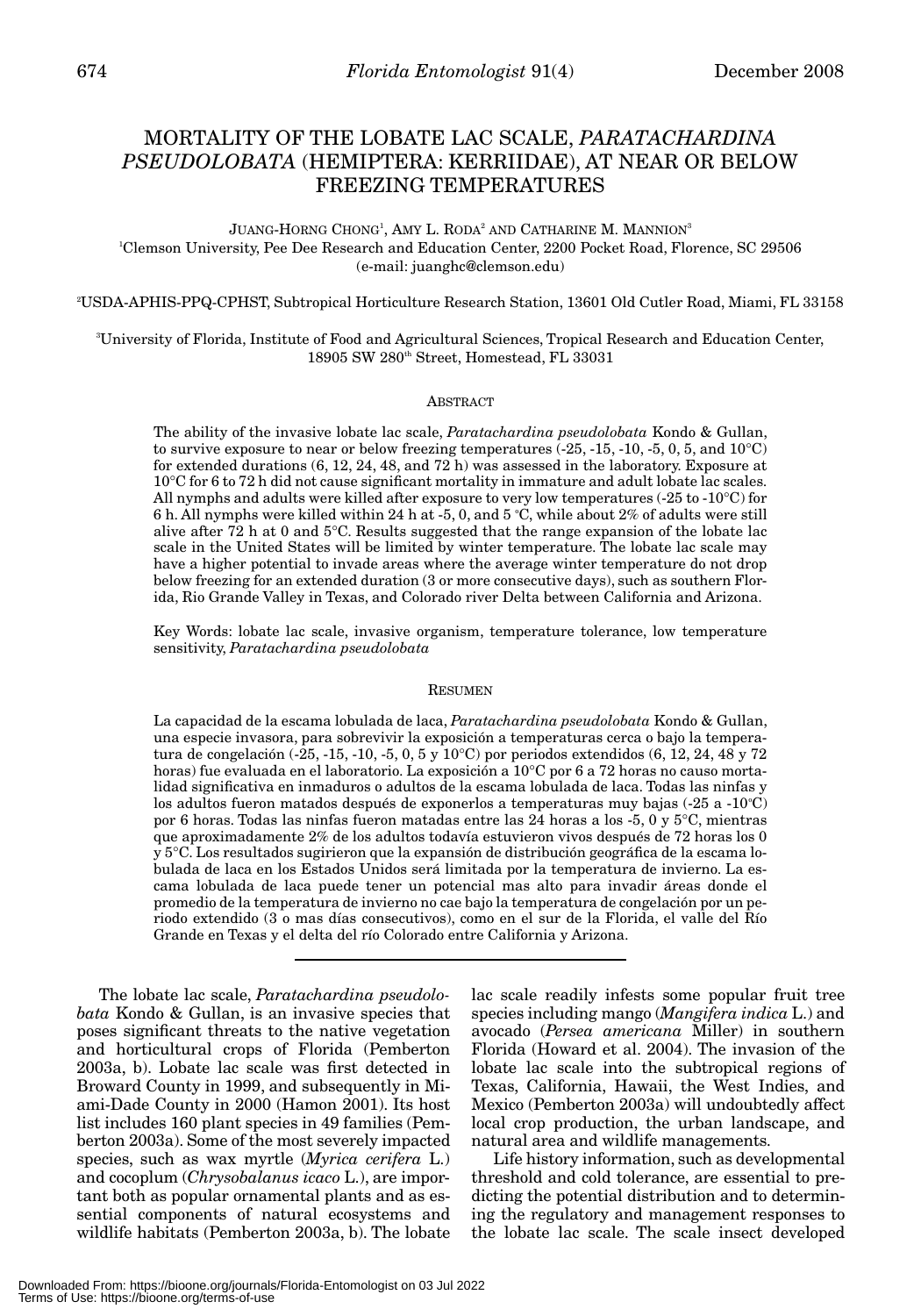# MORTALITY OF THE LOBATE LAC SCALE, *PARATACHARDINA PSEUDOLOBATA* (HEMIPTERA: KERRIIDAE), AT NEAR OR BELOW FREEZING TEMPERATURES

JUANG-HORNG CHONG[1], AMY L. RODA[2] AND CATHARINE M. MANNION[3]

[1]Clemson University, Pee Dee Research and Education Center, 2200 Pocket Road, Florence, SC 29506 (e-mail: juanghc@clemson.edu)

[2]USDA-APHIS-PPQ-CPHST, Subtropical Horticulture Research Station, 13601 Old Cutler Road, Miami, FL 33158

[3]University of Florida, Institute of Food and Agricultural Sciences, Tropical Research and Education Center, 18905 SW 280[th] Street, Homestead, FL 33031

## ABSTRACT

The ability of the invasive lobate lac scale, *Paratachardina pseudolobata* Kondo & Gullan, to survive exposure to near or below freezing temperatures (-25, -15, -10, -5, 0, 5, and 10°C) for extended durations (6, 12, 24, 48, and 72 h) was assessed in the laboratory. Exposure at 10°C for 6 to 72 h did not cause significant mortality in immature and adult lobate lac scales. All nymphs and adults were killed after exposure to very low temperatures (-25 to -10°C) for 6 h. All nymphs were killed within 24 h at -5, 0, and 5 °C, while about 2% of adults were still alive after 72 h at 0 and 5°C. Results suggested that the range expansion of the lobate lac scale in the United States will be limited by winter temperature. The lobate lac scale may have a higher potential to invade areas where the average winter temperature do not drop below freezing for an extended duration (3 or more consecutive days), such as southern Florida, Rio Grande Valley in Texas, and Colorado river Delta between California and Arizona.

Key Words: lobate lac scale, invasive organism, temperature tolerance, low temperature sensitivity, *Paratachardina pseudolobata*

## RESUMEN

La capacidad de la escama lobulada de laca, *Paratachardina pseudolobata* Kondo & Gullan, una especie invasora, para sobrevivir la exposición a temperaturas cerca o bajo la temperatura de congelación (-25, -15, -10, -5, 0, 5 y 10°C) por periodos extendidos (6, 12, 24, 48 y 72 horas) fue evaluada en el laboratorio. La exposición a 10°C por 6 a 72 horas no causo mortalidad significativa en inmaduros o adultos de la escama lobulada de laca. Todas las ninfas y los adultos fueron matados después de exponerlos a temperaturas muy bajas (-25 a -10°C) por 6 horas. Todas las ninfas fueron matadas entre las 24 horas a los -5, 0 y 5°C, mientras que aproximadamente 2% de los adultos todavía estuvieron vivos después de 72 horas los 0 y 5°C. Los resultados sugirieron que la expansión de distribución geográfica de la escama lobulada de laca en los Estados Unidos será limitada por la temperatura de invierno. La escama lobulada de laca puede tener un potencial mas alto para invadir áreas donde el promedio de la temperatura de invierno no cae bajo la temperatura de congelación por un periodo extendido (3 o mas días consecutivos), como en el sur de la Florida, el valle del Río Grande en Texas y el delta del río Colorado entre California y Arizona.

---

The lobate lac scale, *Paratachardina pseudolobata* Kondo & Gullan, is an invasive species that poses significant threats to the native vegetation and horticultural crops of Florida (Pemberton 2003a, b). Lobate lac scale was first detected in Broward County in 1999, and subsequently in Miami-Dade County in 2000 (Hamon 2001). Its host list includes 160 plant species in 49 families (Pemberton 2003a). Some of the most severely impacted species, such as wax myrtle (*Myrica cerifera* L.) and cocoplum (*Chrysobalanus icaco* L.), are important both as popular ornamental plants and as essential components of natural ecosystems and wildlife habitats (Pemberton 2003a, b). The lobate lac scale readily infests some popular fruit tree species including mango (*Mangifera indica* L.) and avocado (*Persea americana* Miller) in southern Florida (Howard et al. 2004). The invasion of the lobate lac scale into the subtropical regions of Texas, California, Hawaii, the West Indies, and Mexico (Pemberton 2003a) will undoubtedly affect local crop production, the urban landscape, and natural area and wildlife managements.

Life history information, such as developmental threshold and cold tolerance, are essential to predicting the potential distribution and to determining the regulatory and management responses to the lobate lac scale. The scale insect developed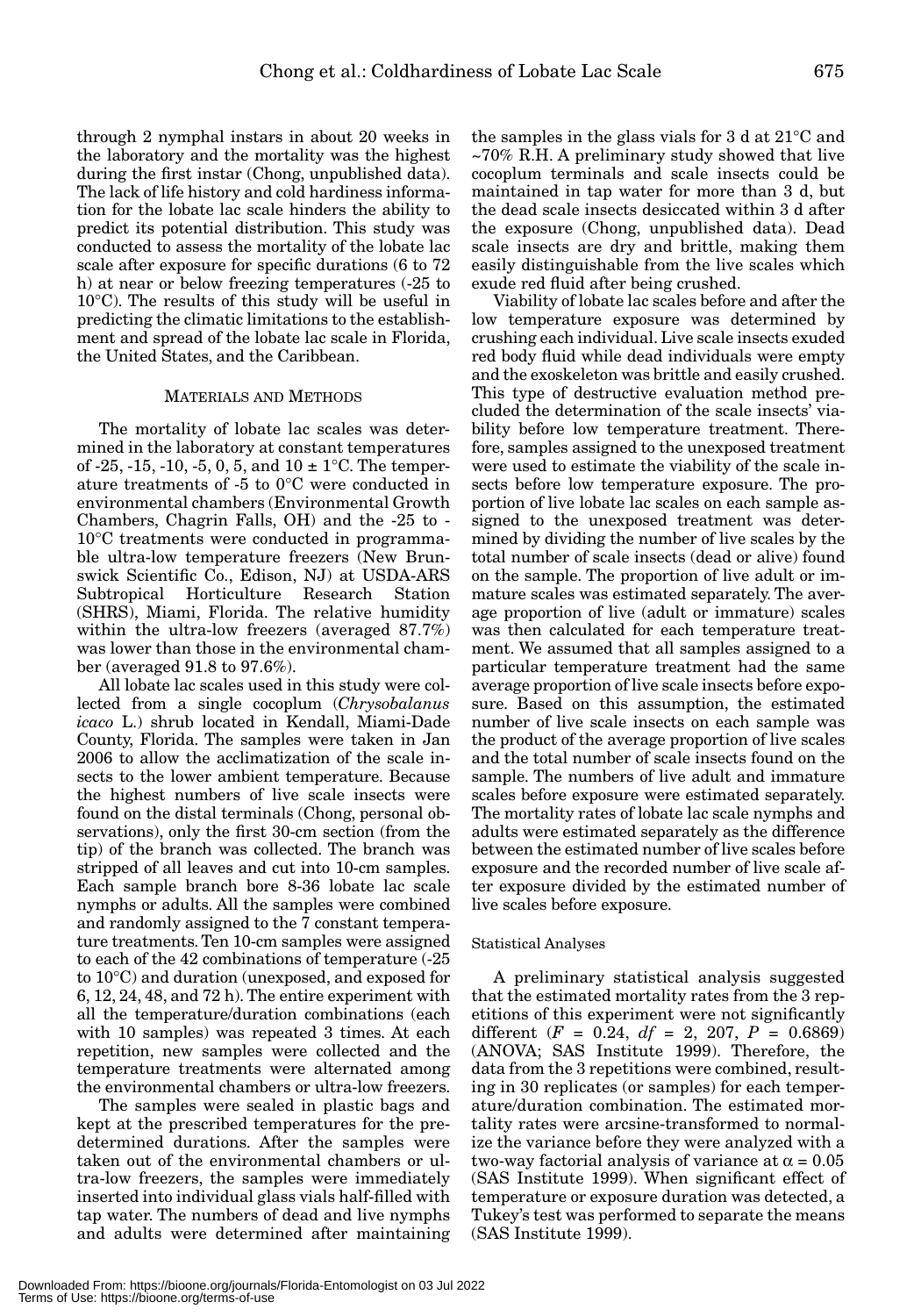through 2 nymphal instars in about 20 weeks in the laboratory and the mortality was the highest during the first instar (Chong, unpublished data). The lack of life history and cold hardiness information for the lobate lac scale hinders the ability to predict its potential distribution. This study was conducted to assess the mortality of the lobate lac scale after exposure for specific durations (6 to 72 h) at near or below freezing temperatures (-25 to 10°C). The results of this study will be useful in predicting the climatic limitations to the establishment and spread of the lobate lac scale in Florida, the United States, and the Caribbean.

## MATERIALS AND METHODS

The mortality of lobate lac scales was determined in the laboratory at constant temperatures of -25, -15, -10, -5, 0, 5, and 10 ± 1°C. The temperature treatments of -5 to 0°C were conducted in environmental chambers (Environmental Growth Chambers, Chagrin Falls, OH) and the -25 to -10°C treatments were conducted in programmable ultra-low temperature freezers (New Brunswick Scientific Co., Edison, NJ) at USDA-ARS Subtropical Horticulture Research Station (SHRS), Miami, Florida. The relative humidity within the ultra-low freezers (averaged 87.7%) was lower than those in the environmental chamber (averaged 91.8 to 97.6%).

All lobate lac scales used in this study were collected from a single cocoplum (*Chrysobalanus icaco* L.) shrub located in Kendall, Miami-Dade County, Florida. The samples were taken in Jan 2006 to allow the acclimatization of the scale insects to the lower ambient temperature. Because the highest numbers of live scale insects were found on the distal terminals (Chong, personal observations), only the first 30-cm section (from the tip) of the branch was collected. The branch was stripped of all leaves and cut into 10-cm samples. Each sample branch bore 8-36 lobate lac scale nymphs or adults. All the samples were combined and randomly assigned to the 7 constant temperature treatments. Ten 10-cm samples were assigned to each of the 42 combinations of temperature (-25 to 10°C) and duration (unexposed, and exposed for 6, 12, 24, 48, and 72 h). The entire experiment with all the temperature/duration combinations (each with 10 samples) was repeated 3 times. At each repetition, new samples were collected and the temperature treatments were alternated among the environmental chambers or ultra-low freezers.

The samples were sealed in plastic bags and kept at the prescribed temperatures for the predetermined durations. After the samples were taken out of the environmental chambers or ultra-low freezers, the samples were immediately inserted into individual glass vials half-filled with tap water. The numbers of dead and live nymphs and adults were determined after maintaining the samples in the glass vials for 3 d at 21°C and ~70% R.H. A preliminary study showed that live cocoplum terminals and scale insects could be maintained in tap water for more than 3 d, but the dead scale insects desiccated within 3 d after the exposure (Chong, unpublished data). Dead scale insects are dry and brittle, making them easily distinguishable from the live scales which exude red fluid after being crushed.

Viability of lobate lac scales before and after the low temperature exposure was determined by crushing each individual. Live scale insects exuded red body fluid while dead individuals were empty and the exoskeleton was brittle and easily crushed. This type of destructive evaluation method precluded the determination of the scale insects' viability before low temperature treatment. Therefore, samples assigned to the unexposed treatment were used to estimate the viability of the scale insects before low temperature exposure. The proportion of live lobate lac scales on each sample assigned to the unexposed treatment was determined by dividing the number of live scales by the total number of scale insects (dead or alive) found on the sample. The proportion of live adult or immature scales was estimated separately. The average proportion of live (adult or immature) scales was then calculated for each temperature treatment. We assumed that all samples assigned to a particular temperature treatment had the same average proportion of live scale insects before exposure. Based on this assumption, the estimated number of live scale insects on each sample was the product of the average proportion of live scales and the total number of scale insects found on the sample. The numbers of live adult and immature scales before exposure were estimated separately. The mortality rates of lobate lac scale nymphs and adults were estimated separately as the difference between the estimated number of live scales before exposure and the recorded number of live scale after exposure divided by the estimated number of live scales before exposure.

### Statistical Analyses

A preliminary statistical analysis suggested that the estimated mortality rates from the 3 repetitions of this experiment were not significantly different ($F$ = 0.24, $df$ = 2, 207, $P$ = 0.6869) (ANOVA; SAS Institute 1999). Therefore, the data from the 3 repetitions were combined, resulting in 30 replicates (or samples) for each temperature/duration combination. The estimated mortality rates were arcsine-transformed to normalize the variance before they were analyzed with a two-way factorial analysis of variance at $\alpha = 0.05$ (SAS Institute 1999). When significant effect of temperature or exposure duration was detected, a Tukey's test was performed to separate the means (SAS Institute 1999).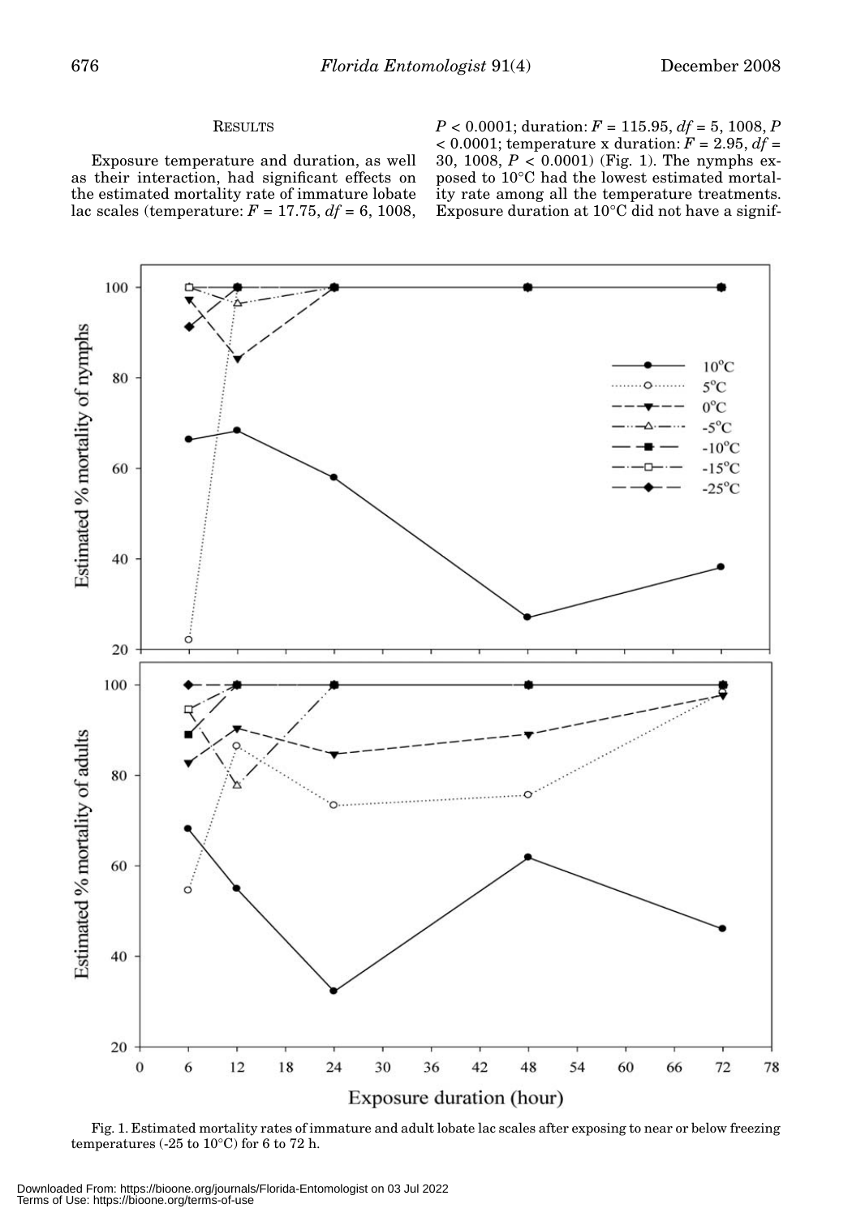## RESULTS

Exposure temperature and duration, as well as their interaction, had significant effects on the estimated mortality rate of immature lobate lac scales (temperature: $F = 17.75$, $df = 6, 1008$, $P < 0.0001$; duration: $F = 115.95$, $df = 5, 1008$, $P < 0.0001$; temperature x duration: $F = 2.95$, $df = 30, 1008$, $P < 0.0001$) (Fig. 1). The nymphs exposed to 10°C had the lowest estimated mortality rate among all the temperature treatments. Exposure duration at 10°C did not have a signif-

Fig. 1. Estimated mortality rates of immature and adult lobate lac scales after exposing to near or below freezing temperatures (-25 to 10°C) for 6 to 72 h.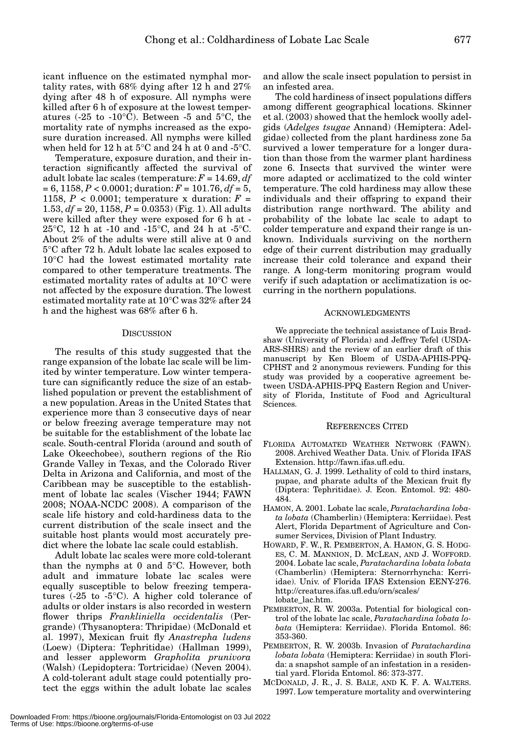icant influence on the estimated nymphal mortality rates, with 68% dying after 12 h and 27% dying after 48 h of exposure. All nymphs were killed after 6 h of exposure at the lowest temperatures (-25 to -10°C). Between -5 and 5°C, the mortality rate of nymphs increased as the exposure duration increased. All nymphs were killed when held for 12 h at 5°C and 24 h at 0 and -5°C.

Temperature, exposure duration, and their interaction significantly affected the survival of adult lobate lac scales (temperature: $F = 14.69$, $df = 6, 1158$, $P < 0.0001$; duration: $F = 101.76$, $df = 5, 1158$, $P < 0.0001$; temperature x duration: $F = 1.53$, $df = 20, 1158$, $P = 0.0353$) (Fig. 1). All adults were killed after they were exposed for 6 h at -25°C, 12 h at -10 and -15°C, and 24 h at -5°C. About 2% of the adults were still alive at 0 and 5°C after 72 h. Adult lobate lac scales exposed to 10°C had the lowest estimated mortality rate compared to other temperature treatments. The estimated mortality rates of adults at 10°C were not affected by the exposure duration. The lowest estimated mortality rate at 10°C was 32% after 24 h and the highest was 68% after 6 h.

## Discussion

The results of this study suggested that the range expansion of the lobate lac scale will be limited by winter temperature. Low winter temperature can significantly reduce the size of an established population or prevent the establishment of a new population. Areas in the United States that experience more than 3 consecutive days of near or below freezing average temperature may not be suitable for the establishment of the lobate lac scale. South-central Florida (around and south of Lake Okeechobee), southern regions of the Rio Grande Valley in Texas, and the Colorado River Delta in Arizona and California, and most of the Caribbean may be susceptible to the establishment of lobate lac scales (Vischer 1944; FAWN 2008; NOAA-NCDC 2008). A comparison of the scale life history and cold-hardiness data to the current distribution of the scale insect and the suitable host plants would most accurately predict where the lobate lac scale could establish.

Adult lobate lac scales were more cold-tolerant than the nymphs at 0 and 5°C. However, both adult and immature lobate lac scales were equally susceptible to below freezing temperatures (-25 to -5°C). A higher cold tolerance of adults or older instars is also recorded in western flower thrips *Frankliniella occidentalis* (Pergrande) (Thysanoptera: Thripidae) (McDonald et al. 1997), Mexican fruit fly *Anastrepha ludens* (Loew) (Diptera: Tephritidae) (Hallman 1999), and lesser appleworm *Grapholita prunivora* (Walsh) (Lepidoptera: Tortricidae) (Neven 2004). A cold-tolerant adult stage could potentially protect the eggs within the adult lobate lac scales and allow the scale insect population to persist in an infested area.

The cold hardiness of insect populations differs among different geographical locations. Skinner et al. (2003) showed that the hemlock woolly adelgids (*Adelges tsugae* Annand) (Hemiptera: Adelgidae) collected from the plant hardiness zone 5a survived a lower temperature for a longer duration than those from the warmer plant hardiness zone 6. Insects that survived the winter were more adapted or acclimatized to the cold winter temperature. The cold hardiness may allow these individuals and their offspring to expand their distribution range northward. The ability and probability of the lobate lac scale to adapt to colder temperature and expand their range is unknown. Individuals surviving on the northern edge of their current distribution may gradually increase their cold tolerance and expand their range. A long-term monitoring program would verify if such adaptation or acclimatization is occurring in the northern populations.

## Acknowledgments

We appreciate the technical assistance of Luis Bradshaw (University of Florida) and Jeffrey Tefel (USDA-ARS-SHRS) and the review of an earlier draft of this manuscript by Ken Bloem of USDA-APHIS-PPQ-CPHST and 2 anonymous reviewers. Funding for this study was provided by a cooperative agreement between USDA-APHIS-PPQ Eastern Region and University of Florida, Institute of Food and Agricultural Sciences.

## References Cited

FLORIDA AUTOMATED WEATHER NETWORK (FAWN). 2008. Archived Weather Data. Univ. of Florida IFAS Extension. http://fawn.ifas.ufl.edu.

HALLMAN, G. J. 1999. Lethality of cold to third instars, pupae, and pharate adults of the Mexican fruit fly (Diptera: Tephritidae). J. Econ. Entomol. 92: 480-484.

HAMON, A. 2001. Lobate lac scale, *Paratachardina lobata lobata* (Chamberlin) (Hemiptera: Kerriidae). Pest Alert, Florida Department of Agriculture and Consumer Services, Division of Plant Industry.

HOWARD, F. W., R. PEMBERTON, A. HAMON, G. S. HODGES, C. M. MANNION, D. MCLEAN, AND J. WOFFORD. 2004. Lobate lac scale, *Paratachardina lobata lobata* (Chamberlin) (Hemiptera: Sternorrhyncha: Kerriidae). Univ. of Florida IFAS Extension EENY-276. http://creatures.ifas.ufl.edu/orn/scales/lobate_lac.htm.

PEMBERTON, R. W. 2003a. Potential for biological control of the lobate lac scale, *Paratachardina lobata lobata* (Hemiptera: Kerriidae). Florida Entomol. 86: 353-360.

PEMBERTON, R. W. 2003b. Invasion of *Paratachardina lobata lobata* (Hemiptera: Kerriidae) in south Florida: a snapshot sample of an infestation in a residential yard. Florida Entomol. 86: 373-377.

MCDONALD, J. R., J. S. BALE, AND K. F. A. WALTERS. 1997. Low temperature mortality and overwintering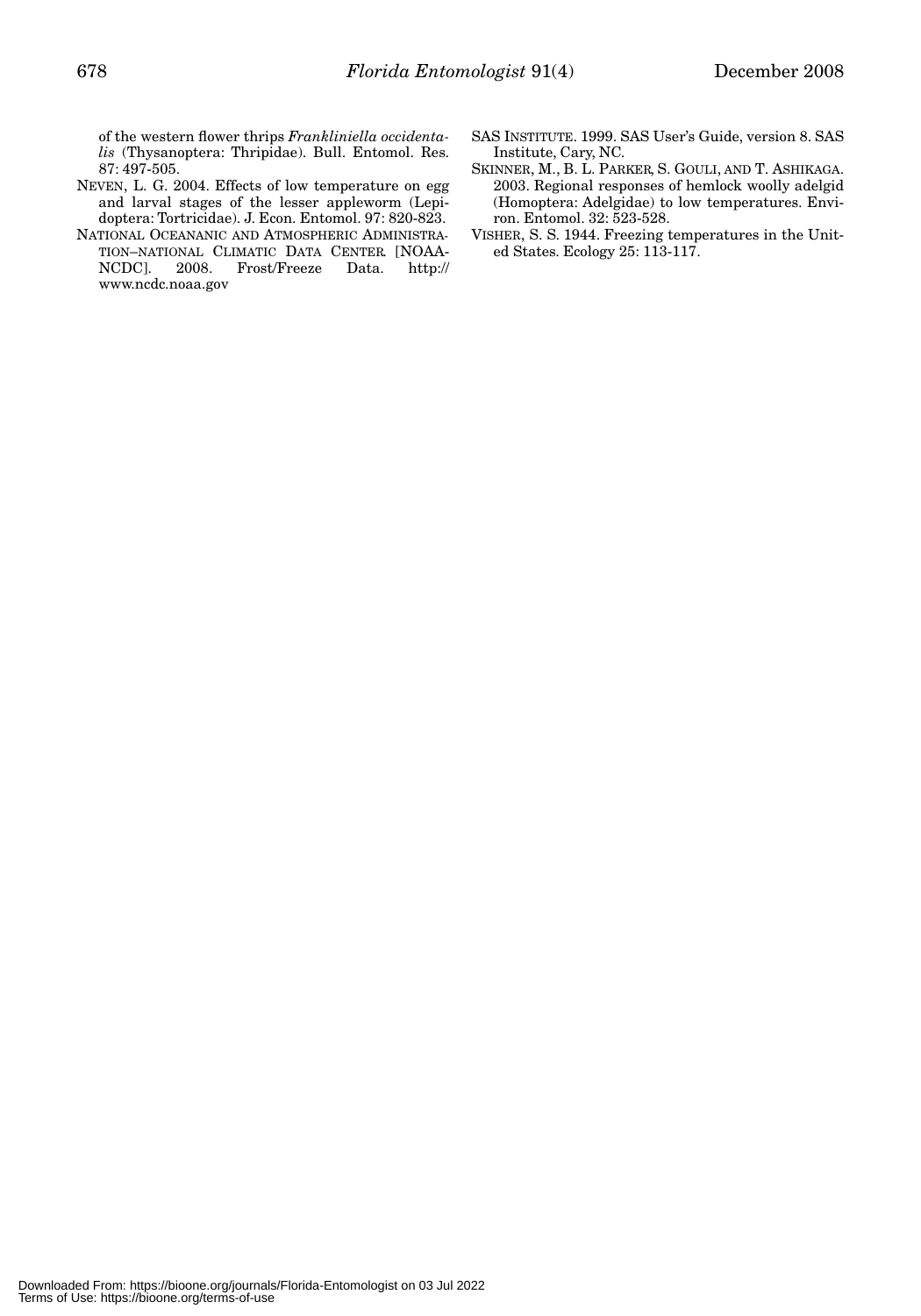of the western flower thrips *Frankliniella occidentalis* (Thysanoptera: Thripidae). Bull. Entomol. Res. 87: 497-505.

NEVEN, L. G. 2004. Effects of low temperature on egg and larval stages of the lesser appleworm (Lepidoptera: Tortricidae). J. Econ. Entomol. 97: 820-823.

NATIONAL OCEANANIC AND ATMOSPHERIC ADMINISTRATION–NATIONAL CLIMATIC DATA CENTER. [NOAA-NCDC]. 2008. Frost/Freeze Data. http://www.ncdc.noaa.gov

SAS INSTITUTE. 1999. SAS User's Guide, version 8. SAS Institute, Cary, NC.

SKINNER, M., B. L. PARKER, S. GOULI, AND T. ASHIKAGA. 2003. Regional responses of hemlock woolly adelgid (Homoptera: Adelgidae) to low temperatures. Environ. Entomol. 32: 523-528.

VISHER, S. S. 1944. Freezing temperatures in the United States. Ecology 25: 113-117.